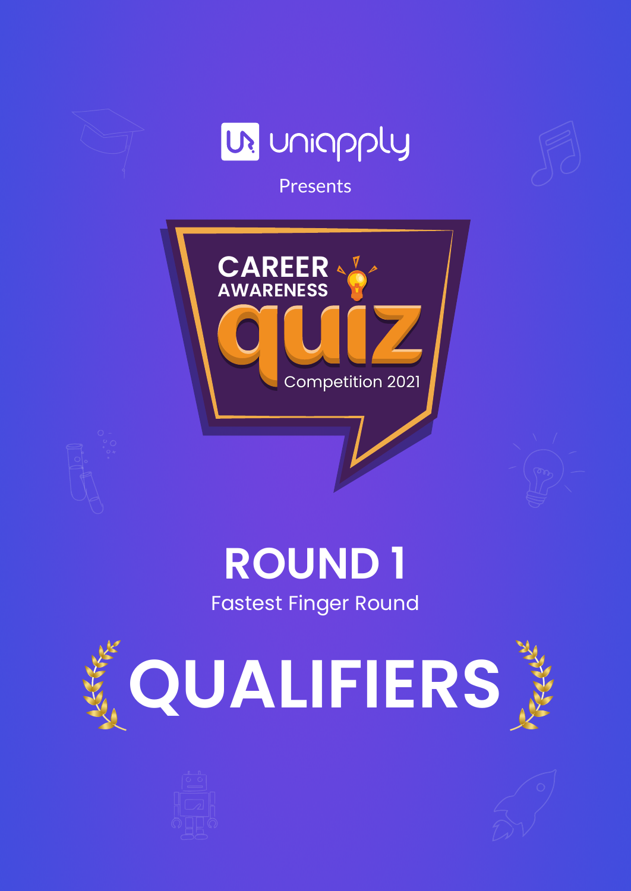uniapply

Presents

# CAREER AWARENESS quiz

Competition 2021

## ROUND 1

Fastest Finger Round

# QUALIFIERS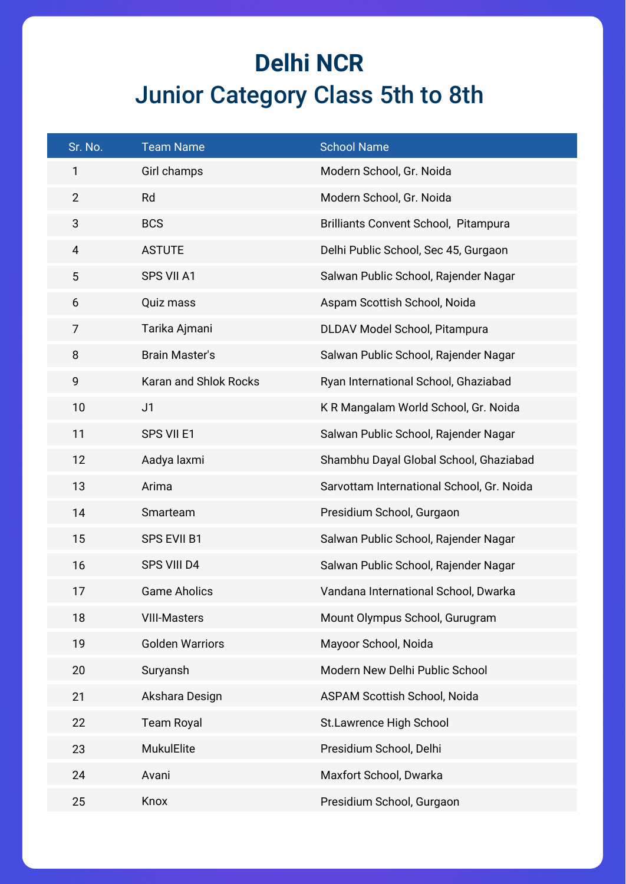# Delhi NCR

## Junior Category Class 5th to 8th

| Sr. No. | Team Name | School Name |
|---|---|---|
| 1 | Girl champs | Modern School, Gr. Noida |
| 2 | Rd | Modern School, Gr. Noida |
| 3 | BCS | Brilliants Convent School, Pitampura |
| 4 | ASTUTE | Delhi Public School, Sec 45, Gurgaon |
| 5 | SPS VII A1 | Salwan Public School, Rajender Nagar |
| 6 | Quiz mass | Aspam Scottish School, Noida |
| 7 | Tarika Ajmani | DLDAV Model School, Pitampura |
| 8 | Brain Master's | Salwan Public School, Rajender Nagar |
| 9 | Karan and Shlok Rocks | Ryan International School, Ghaziabad |
| 10 | J1 | K R Mangalam World School, Gr. Noida |
| 11 | SPS VII E1 | Salwan Public School, Rajender Nagar |
| 12 | Aadya laxmi | Shambhu Dayal Global School, Ghaziabad |
| 13 | Arima | Sarvottam International School, Gr. Noida |
| 14 | Smarteam | Presidium School, Gurgaon |
| 15 | SPS EVII B1 | Salwan Public School, Rajender Nagar |
| 16 | SPS VIII D4 | Salwan Public School, Rajender Nagar |
| 17 | Game Aholics | Vandana International School, Dwarka |
| 18 | VIII-Masters | Mount Olympus School, Gurugram |
| 19 | Golden Warriors | Mayoor School, Noida |
| 20 | Suryansh | Modern New Delhi Public School |
| 21 | Akshara Design | ASPAM Scottish School, Noida |
| 22 | Team Royal | St.Lawrence High School |
| 23 | MukulElite | Presidium School, Delhi |
| 24 | Avani | Maxfort School, Dwarka |
| 25 | Knox | Presidium School, Gurgaon |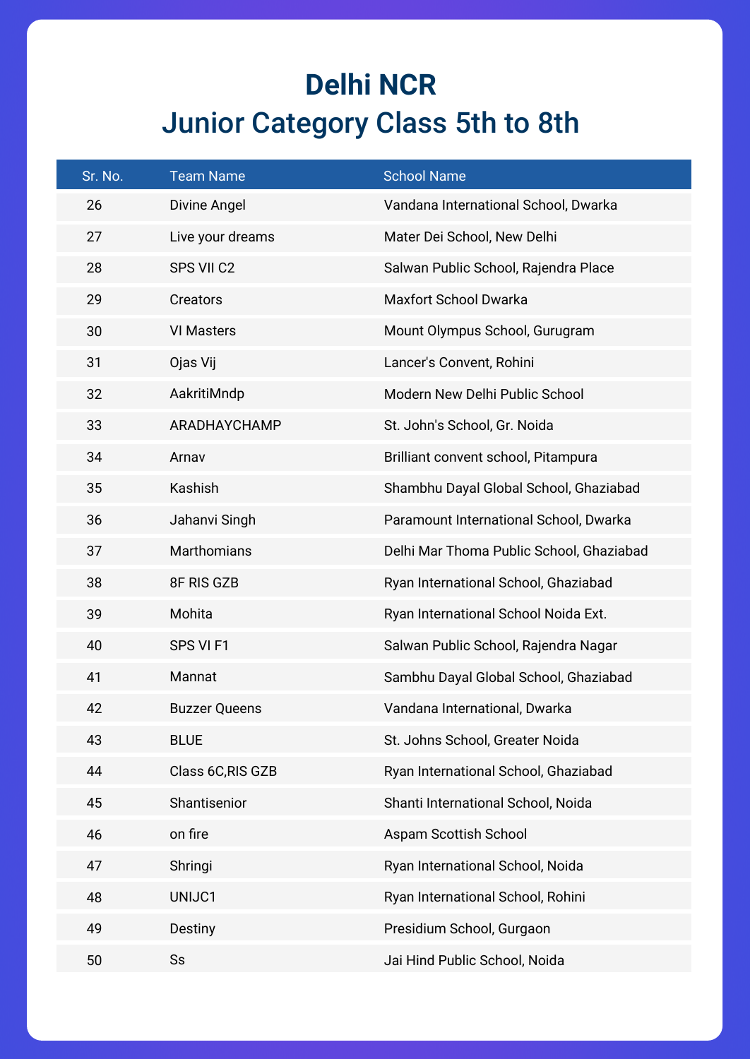# Delhi NCR
## Junior Category Class 5th to 8th

| Sr. No. | Team Name | School Name |
|---|---|---|
| 26 | Divine Angel | Vandana International School, Dwarka |
| 27 | Live your dreams | Mater Dei School, New Delhi |
| 28 | SPS VII C2 | Salwan Public School, Rajendra Place |
| 29 | Creators | Maxfort School Dwarka |
| 30 | VI Masters | Mount Olympus School, Gurugram |
| 31 | Ojas Vij | Lancer's Convent, Rohini |
| 32 | AakritiMndp | Modern New Delhi Public School |
| 33 | ARADHAYCHAMP | St. John's School, Gr. Noida |
| 34 | Arnav | Brilliant convent school, Pitampura |
| 35 | Kashish | Shambhu Dayal Global School, Ghaziabad |
| 36 | Jahanvi Singh | Paramount International School, Dwarka |
| 37 | Marthomians | Delhi Mar Thoma Public School, Ghaziabad |
| 38 | 8F RIS GZB | Ryan International School, Ghaziabad |
| 39 | Mohita | Ryan International School Noida Ext. |
| 40 | SPS VI F1 | Salwan Public School, Rajendra Nagar |
| 41 | Mannat | Sambhu Dayal Global School, Ghaziabad |
| 42 | Buzzer Queens | Vandana International, Dwarka |
| 43 | BLUE | St. Johns School, Greater Noida |
| 44 | Class 6C,RIS GZB | Ryan International School, Ghaziabad |
| 45 | Shantisenior | Shanti International School, Noida |
| 46 | on fire | Aspam Scottish School |
| 47 | Shringi | Ryan International School, Noida |
| 48 | UNIJC1 | Ryan International School, Rohini |
| 49 | Destiny | Presidium School, Gurgaon |
| 50 | Ss | Jai Hind Public School, Noida |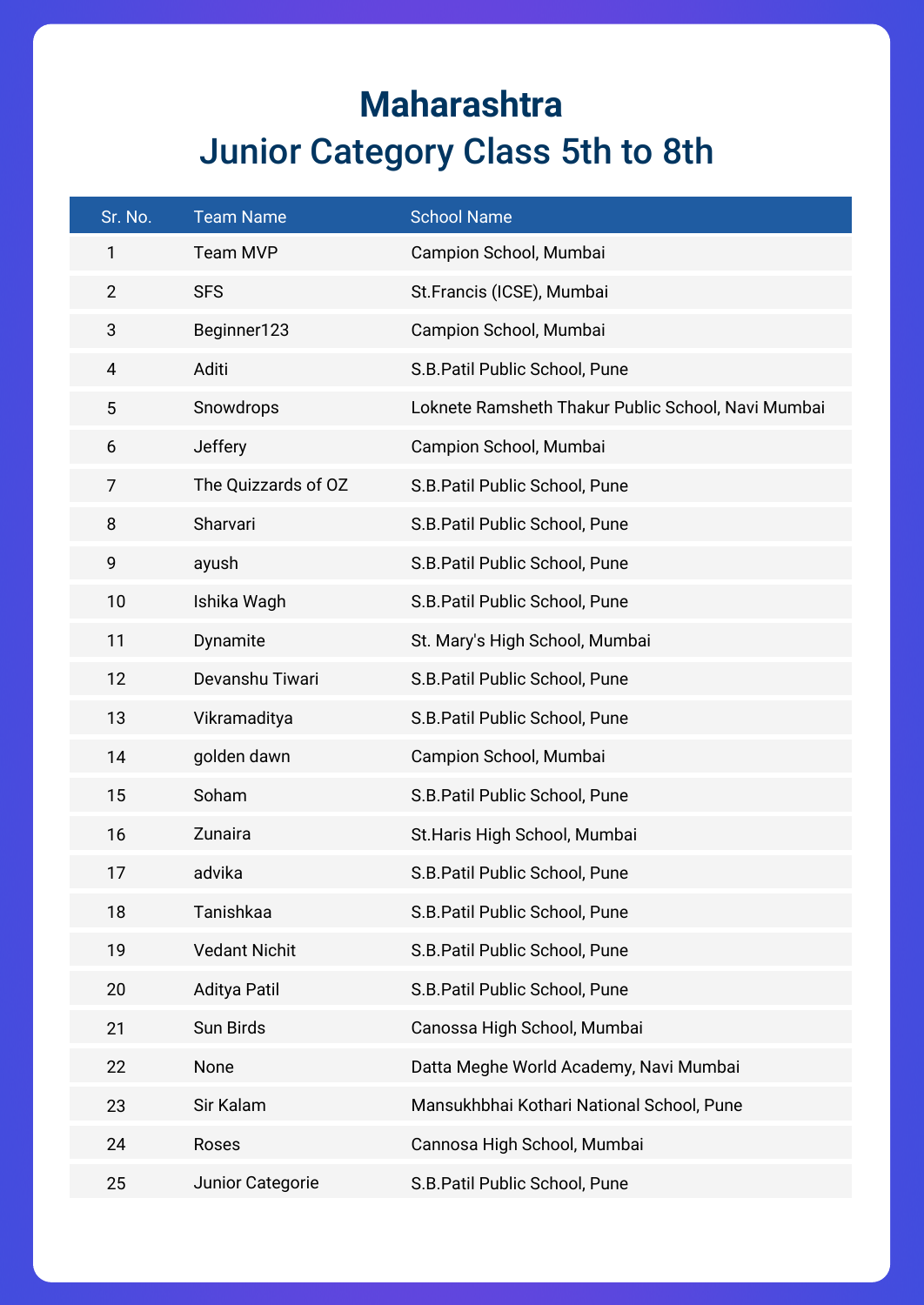# Maharashtra
## Junior Category Class 5th to 8th

| Sr. No. | Team Name | School Name |
| --- | --- | --- |
| 1 | Team MVP | Campion School, Mumbai |
| 2 | SFS | St.Francis (ICSE), Mumbai |
| 3 | Beginner123 | Campion School, Mumbai |
| 4 | Aditi | S.B.Patil Public School, Pune |
| 5 | Snowdrops | Loknete Ramsheth Thakur Public School, Navi Mumbai |
| 6 | Jeffery | Campion School, Mumbai |
| 7 | The Quizzards of OZ | S.B.Patil Public School, Pune |
| 8 | Sharvari | S.B.Patil Public School, Pune |
| 9 | ayush | S.B.Patil Public School, Pune |
| 10 | Ishika Wagh | S.B.Patil Public School, Pune |
| 11 | Dynamite | St. Mary's High School, Mumbai |
| 12 | Devanshu Tiwari | S.B.Patil Public School, Pune |
| 13 | Vikramaditya | S.B.Patil Public School, Pune |
| 14 | golden dawn | Campion School, Mumbai |
| 15 | Soham | S.B.Patil Public School, Pune |
| 16 | Zunaira | St.Haris High School, Mumbai |
| 17 | advika | S.B.Patil Public School, Pune |
| 18 | Tanishkaa | S.B.Patil Public School, Pune |
| 19 | Vedant Nichit | S.B.Patil Public School, Pune |
| 20 | Aditya Patil | S.B.Patil Public School, Pune |
| 21 | Sun Birds | Canossa High School, Mumbai |
| 22 | None | Datta Meghe World Academy, Navi Mumbai |
| 23 | Sir Kalam | Mansukhbhai Kothari National School, Pune |
| 24 | Roses | Cannosa High School, Mumbai |
| 25 | Junior Categorie | S.B.Patil Public School, Pune |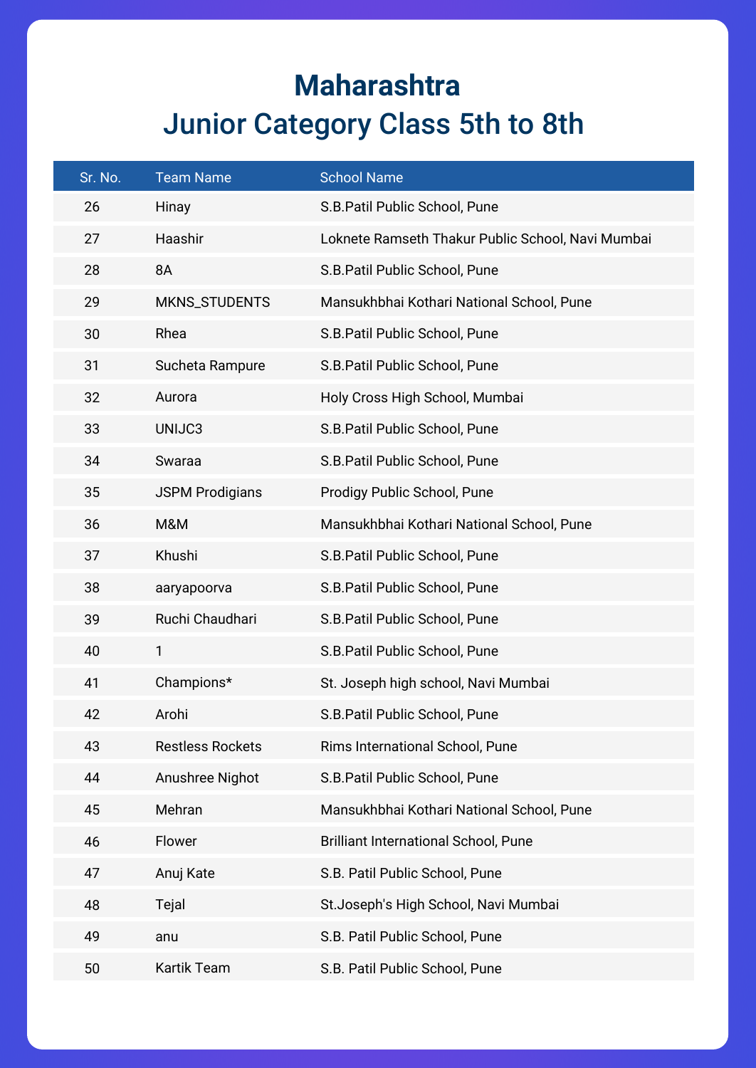# Maharashtra
## Junior Category Class 5th to 8th

| Sr. No. | Team Name | School Name |
| --- | --- | --- |
| 26 | Hinay | S.B.Patil Public School, Pune |
| 27 | Haashir | Loknete Ramseth Thakur Public School, Navi Mumbai |
| 28 | 8A | S.B.Patil Public School, Pune |
| 29 | MKNS_STUDENTS | Mansukhbhai Kothari National School, Pune |
| 30 | Rhea | S.B.Patil Public School, Pune |
| 31 | Sucheta Rampure | S.B.Patil Public School, Pune |
| 32 | Aurora | Holy Cross High School, Mumbai |
| 33 | UNIJC3 | S.B.Patil Public School, Pune |
| 34 | Swaraa | S.B.Patil Public School, Pune |
| 35 | JSPM Prodigians | Prodigy Public School, Pune |
| 36 | M&M | Mansukhbhai Kothari National School, Pune |
| 37 | Khushi | S.B.Patil Public School, Pune |
| 38 | aaryapoorva | S.B.Patil Public School, Pune |
| 39 | Ruchi Chaudhari | S.B.Patil Public School, Pune |
| 40 | 1 | S.B.Patil Public School, Pune |
| 41 | Champions* | St. Joseph high school, Navi Mumbai |
| 42 | Arohi | S.B.Patil Public School, Pune |
| 43 | Restless Rockets | Rims International School, Pune |
| 44 | Anushree Nighot | S.B.Patil Public School, Pune |
| 45 | Mehran | Mansukhbhai Kothari National School, Pune |
| 46 | Flower | Brilliant International School, Pune |
| 47 | Anuj Kate | S.B. Patil Public School, Pune |
| 48 | Tejal | St.Joseph's High School, Navi Mumbai |
| 49 | anu | S.B. Patil Public School, Pune |
| 50 | Kartik Team | S.B. Patil Public School, Pune |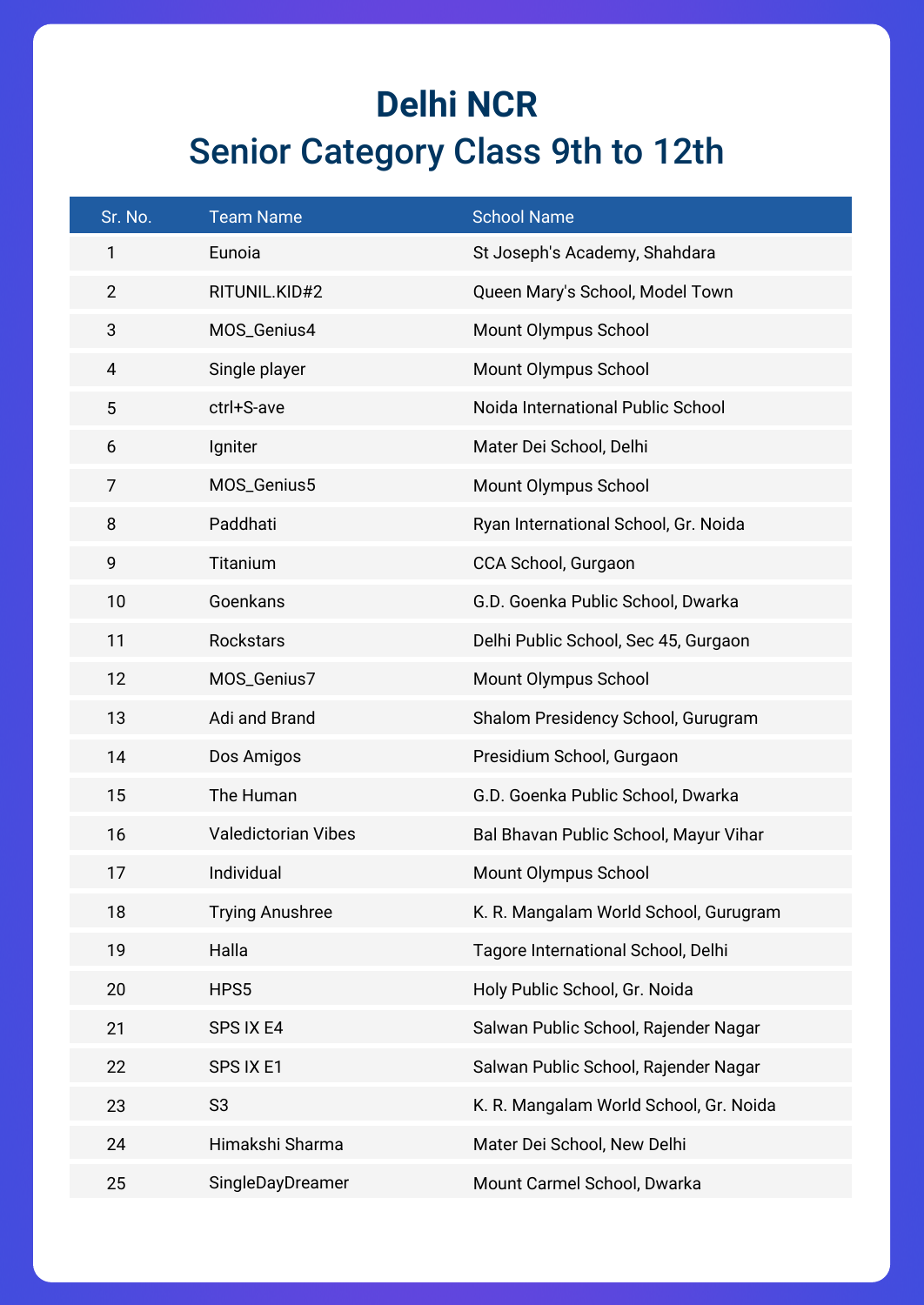# Delhi NCR
## Senior Category Class 9th to 12th

| Sr. No. | Team Name | School Name |
|---|---|---|
| 1 | Eunoia | St Joseph's Academy, Shahdara |
| 2 | RITUNIL.KID#2 | Queen Mary's School, Model Town |
| 3 | MOS_Genius4 | Mount Olympus School |
| 4 | Single player | Mount Olympus School |
| 5 | ctrl+S-ave | Noida International Public School |
| 6 | Igniter | Mater Dei School, Delhi |
| 7 | MOS_Genius5 | Mount Olympus School |
| 8 | Paddhati | Ryan International School, Gr. Noida |
| 9 | Titanium | CCA School, Gurgaon |
| 10 | Goenkans | G.D. Goenka Public School, Dwarka |
| 11 | Rockstars | Delhi Public School, Sec 45, Gurgaon |
| 12 | MOS_Genius7 | Mount Olympus School |
| 13 | Adi and Brand | Shalom Presidency School, Gurugram |
| 14 | Dos Amigos | Presidium School, Gurgaon |
| 15 | The Human | G.D. Goenka Public School, Dwarka |
| 16 | Valedictorian Vibes | Bal Bhavan Public School, Mayur Vihar |
| 17 | Individual | Mount Olympus School |
| 18 | Trying Anushree | K. R. Mangalam World School, Gurugram |
| 19 | Halla | Tagore International School, Delhi |
| 20 | HPS5 | Holy Public School, Gr. Noida |
| 21 | SPS IX E4 | Salwan Public School, Rajender Nagar |
| 22 | SPS IX E1 | Salwan Public School, Rajender Nagar |
| 23 | S3 | K. R. Mangalam World School, Gr. Noida |
| 24 | Himakshi Sharma | Mater Dei School, New Delhi |
| 25 | SingleDayDreamer | Mount Carmel School, Dwarka |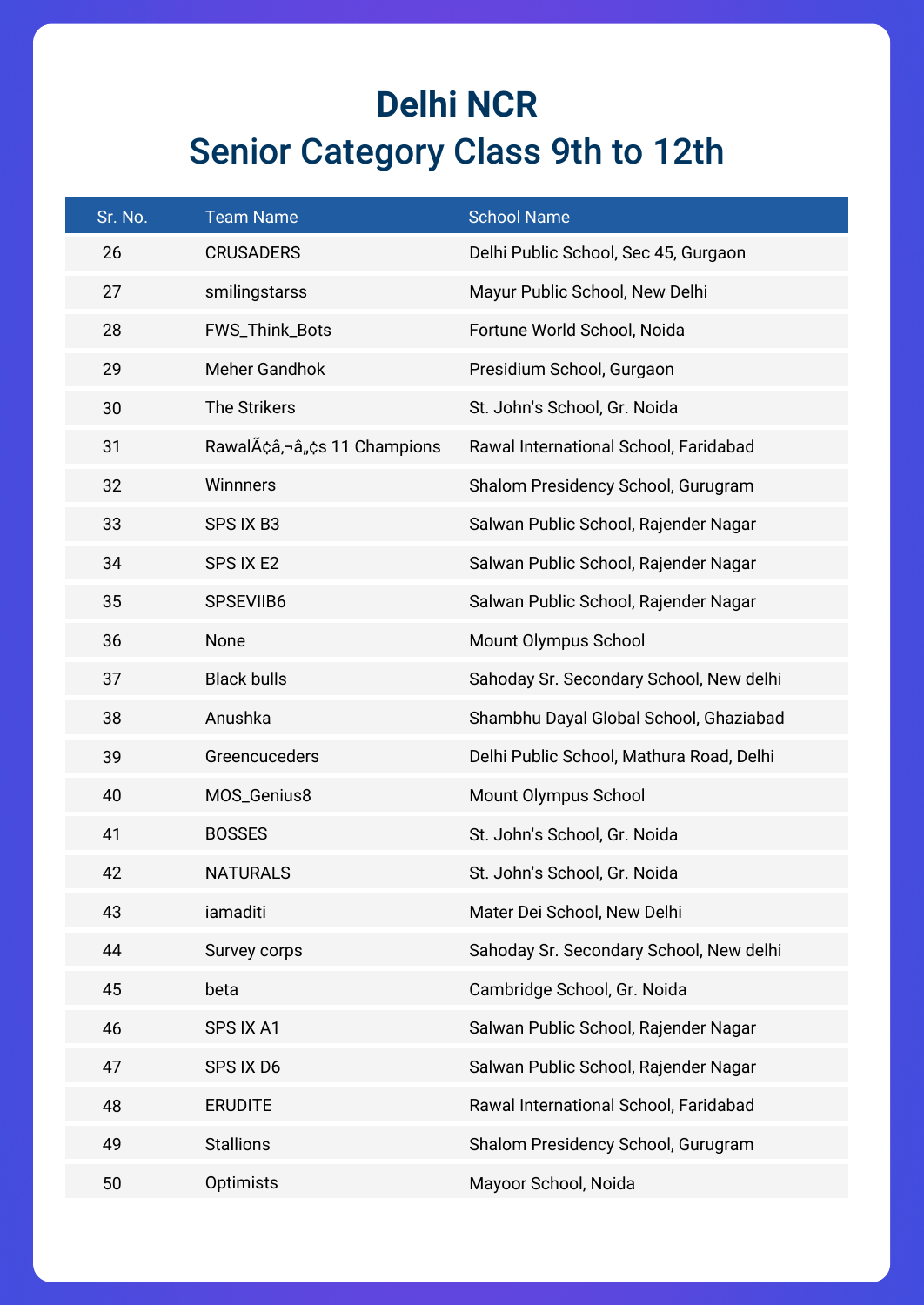# Delhi NCR
## Senior Category Class 9th to 12th

| Sr. No. | Team Name | School Name |
| --- | --- | --- |
| 26 | CRUSADERS | Delhi Public School, Sec 45, Gurgaon |
| 27 | smilingstarss | Mayur Public School, New Delhi |
| 28 | FWS_Think_Bots | Fortune World School, Noida |
| 29 | Meher Gandhok | Presidium School, Gurgaon |
| 30 | The Strikers | St. John's School, Gr. Noida |
| 31 | RawalÃ¢â‚¬â„¢s 11 Champions | Rawal International School, Faridabad |
| 32 | Winnners | Shalom Presidency School, Gurugram |
| 33 | SPS IX B3 | Salwan Public School, Rajender Nagar |
| 34 | SPS IX E2 | Salwan Public School, Rajender Nagar |
| 35 | SPSEVIIB6 | Salwan Public School, Rajender Nagar |
| 36 | None | Mount Olympus School |
| 37 | Black bulls | Sahoday Sr. Secondary School, New delhi |
| 38 | Anushka | Shambhu Dayal Global School, Ghaziabad |
| 39 | Greencuceders | Delhi Public School, Mathura Road, Delhi |
| 40 | MOS_Genius8 | Mount Olympus School |
| 41 | BOSSES | St. John's School, Gr. Noida |
| 42 | NATURALS | St. John's School, Gr. Noida |
| 43 | iamaditi | Mater Dei School, New Delhi |
| 44 | Survey corps | Sahoday Sr. Secondary School, New delhi |
| 45 | beta | Cambridge School, Gr. Noida |
| 46 | SPS IX A1 | Salwan Public School, Rajender Nagar |
| 47 | SPS IX D6 | Salwan Public School, Rajender Nagar |
| 48 | ERUDITE | Rawal International School, Faridabad |
| 49 | Stallions | Shalom Presidency School, Gurugram |
| 50 | Optimists | Mayoor School, Noida |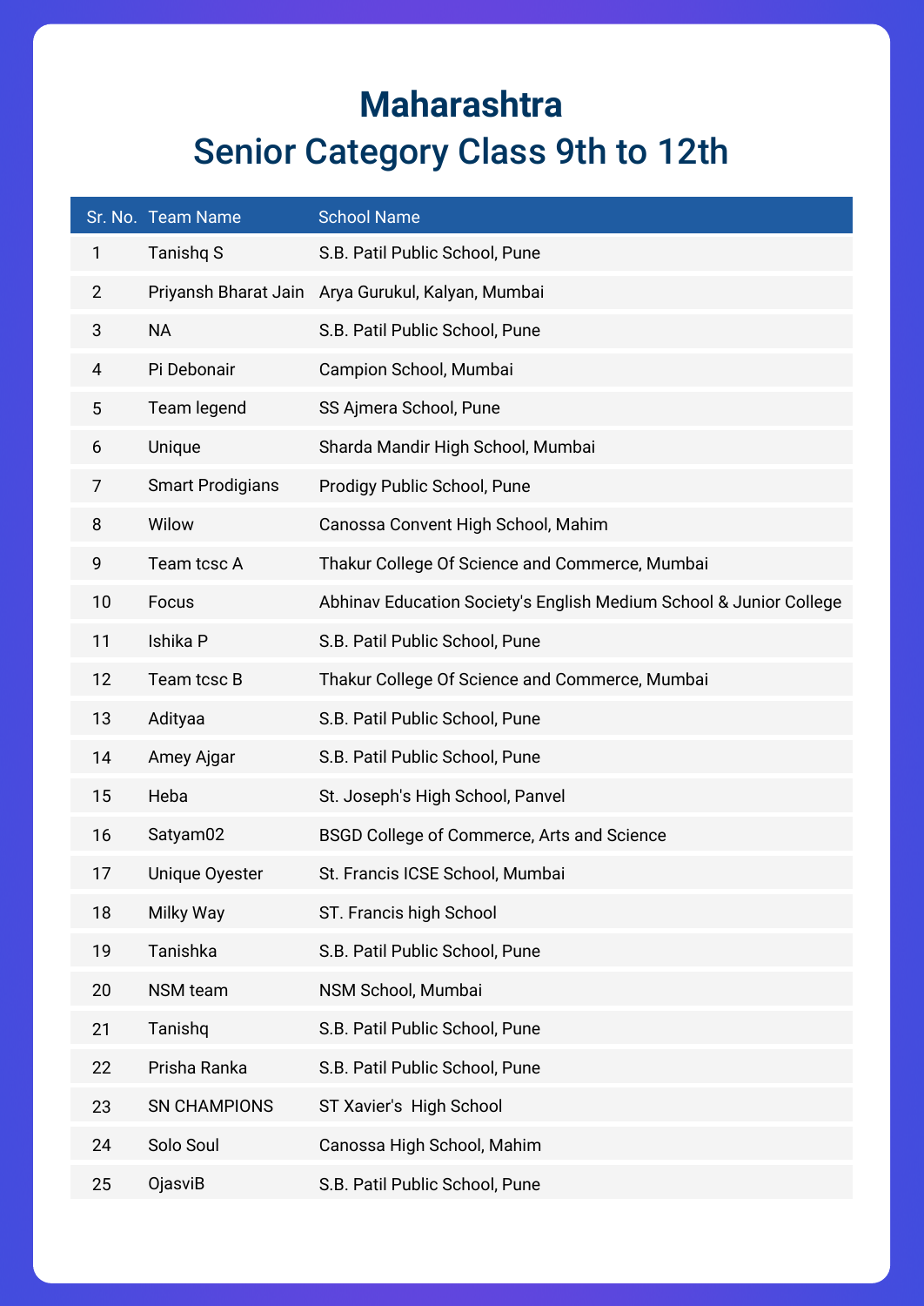# Maharashtra
## Senior Category Class 9th to 12th

| Sr. No. | Team Name | School Name |
|---|---|---|
| 1 | Tanishq S | S.B. Patil Public School, Pune |
| 2 | Priyansh Bharat Jain | Arya Gurukul, Kalyan, Mumbai |
| 3 | NA | S.B. Patil Public School, Pune |
| 4 | Pi Debonair | Campion School, Mumbai |
| 5 | Team legend | SS Ajmera School, Pune |
| 6 | Unique | Sharda Mandir High School, Mumbai |
| 7 | Smart Prodigians | Prodigy Public School, Pune |
| 8 | Wilow | Canossa Convent High School, Mahim |
| 9 | Team tcsc A | Thakur College Of Science and Commerce, Mumbai |
| 10 | Focus | Abhinav Education Society's English Medium School & Junior College |
| 11 | Ishika P | S.B. Patil Public School, Pune |
| 12 | Team tcsc B | Thakur College Of Science and Commerce, Mumbai |
| 13 | Adityaa | S.B. Patil Public School, Pune |
| 14 | Amey Ajgar | S.B. Patil Public School, Pune |
| 15 | Heba | St. Joseph's High School, Panvel |
| 16 | Satyam02 | BSGD College of Commerce, Arts and Science |
| 17 | Unique Oyester | St. Francis ICSE School, Mumbai |
| 18 | Milky Way | ST. Francis high School |
| 19 | Tanishka | S.B. Patil Public School, Pune |
| 20 | NSM team | NSM School, Mumbai |
| 21 | Tanishq | S.B. Patil Public School, Pune |
| 22 | Prisha Ranka | S.B. Patil Public School, Pune |
| 23 | SN CHAMPIONS | ST Xavier's High School |
| 24 | Solo Soul | Canossa High School, Mahim |
| 25 | OjasviB | S.B. Patil Public School, Pune |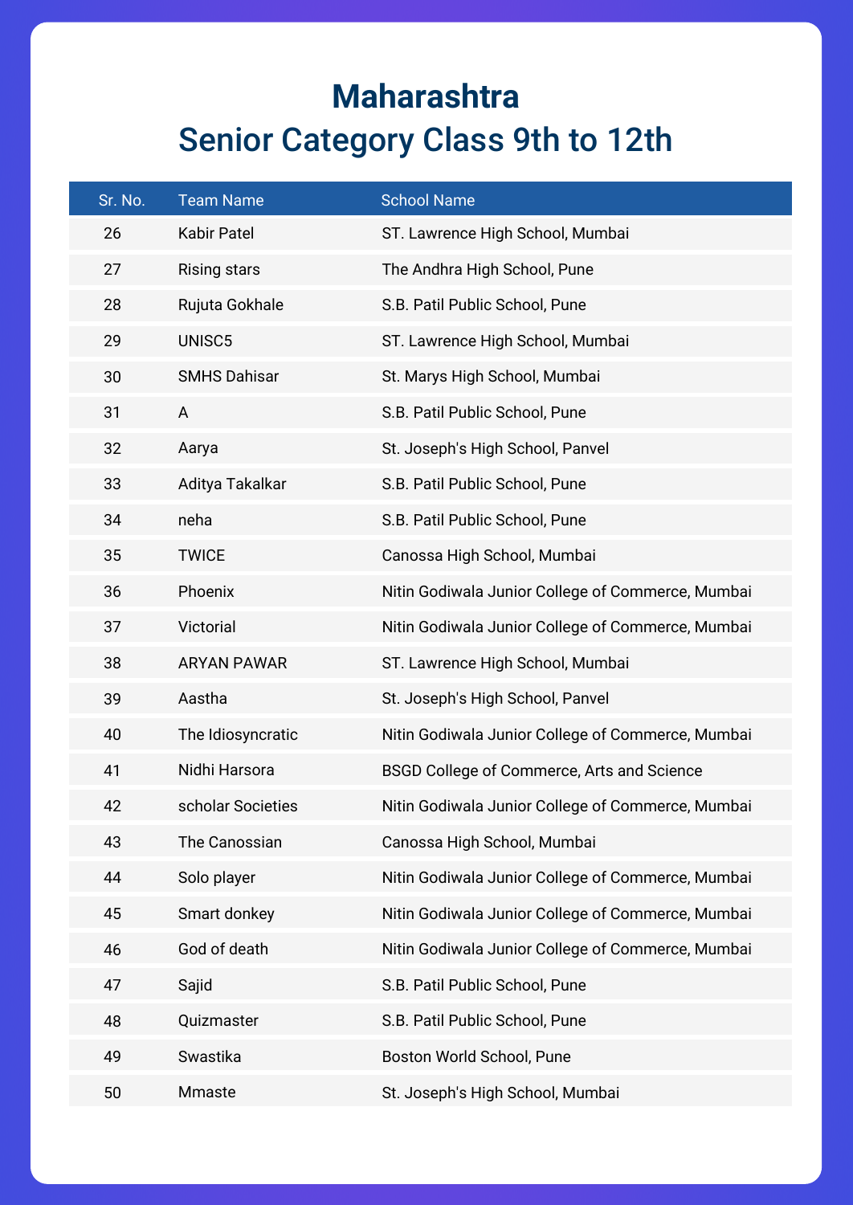# Maharashtra
## Senior Category Class 9th to 12th

| Sr. No. | Team Name | School Name |
|---|---|---|
| 26 | Kabir Patel | ST. Lawrence High School, Mumbai |
| 27 | Rising stars | The Andhra High School, Pune |
| 28 | Rujuta Gokhale | S.B. Patil Public School, Pune |
| 29 | UNISC5 | ST. Lawrence High School, Mumbai |
| 30 | SMHS Dahisar | St. Marys High School, Mumbai |
| 31 | A | S.B. Patil Public School, Pune |
| 32 | Aarya | St. Joseph's High School, Panvel |
| 33 | Aditya Takalkar | S.B. Patil Public School, Pune |
| 34 | neha | S.B. Patil Public School, Pune |
| 35 | TWICE | Canossa High School, Mumbai |
| 36 | Phoenix | Nitin Godiwala Junior College of Commerce, Mumbai |
| 37 | Victorial | Nitin Godiwala Junior College of Commerce, Mumbai |
| 38 | ARYAN PAWAR | ST. Lawrence High School, Mumbai |
| 39 | Aastha | St. Joseph's High School, Panvel |
| 40 | The Idiosyncratic | Nitin Godiwala Junior College of Commerce, Mumbai |
| 41 | Nidhi Harsora | BSGD College of Commerce, Arts and Science |
| 42 | scholar Societies | Nitin Godiwala Junior College of Commerce, Mumbai |
| 43 | The Canossian | Canossa High School, Mumbai |
| 44 | Solo player | Nitin Godiwala Junior College of Commerce, Mumbai |
| 45 | Smart donkey | Nitin Godiwala Junior College of Commerce, Mumbai |
| 46 | God of death | Nitin Godiwala Junior College of Commerce, Mumbai |
| 47 | Sajid | S.B. Patil Public School, Pune |
| 48 | Quizmaster | S.B. Patil Public School, Pune |
| 49 | Swastika | Boston World School, Pune |
| 50 | Mmaste | St. Joseph's High School, Mumbai |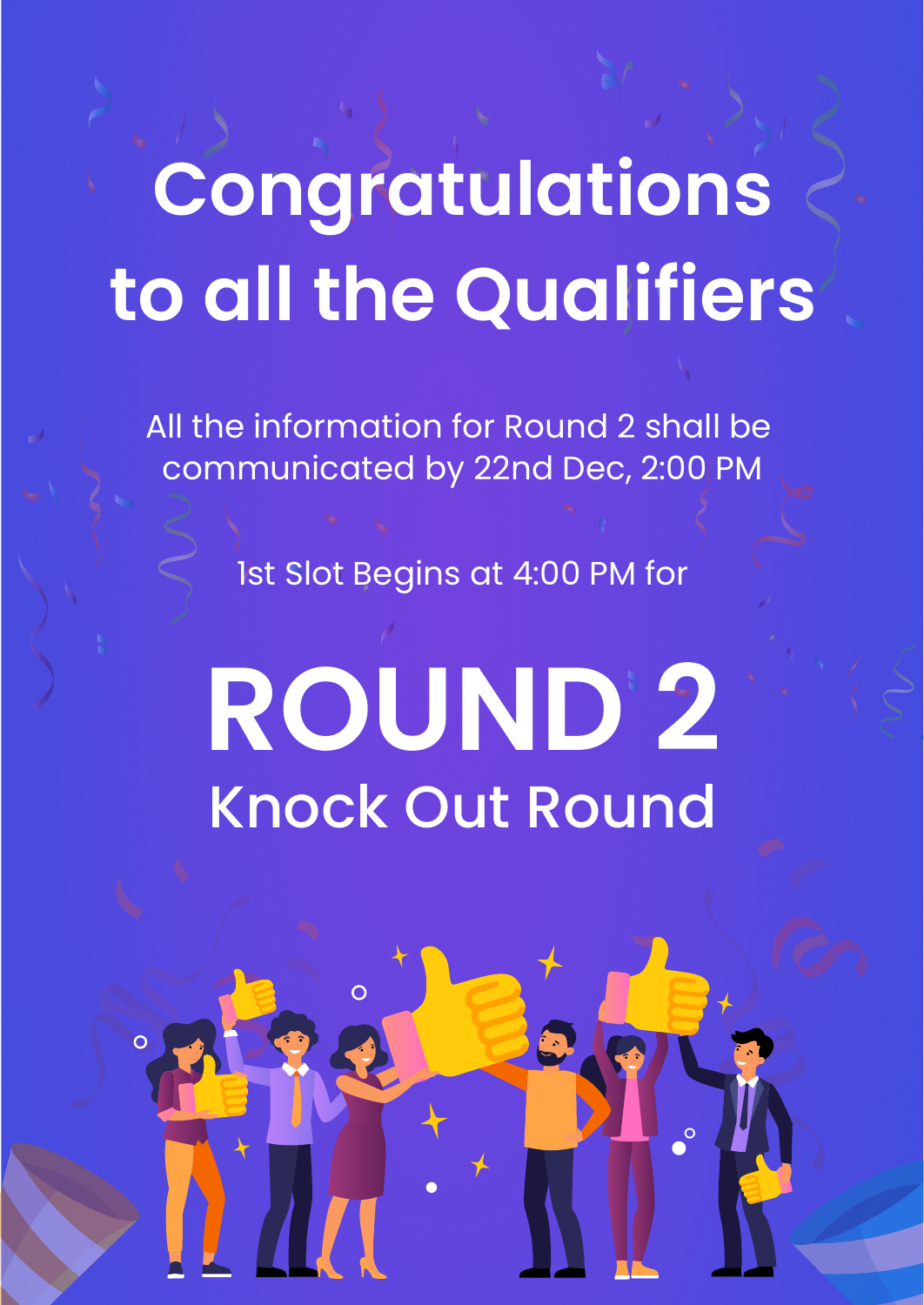# Congratulations to all the Qualifiers

All the information for Round 2 shall be communicated by 22nd Dec, 2:00 PM

1st Slot Begins at 4:00 PM for

# ROUND 2

## Knock Out Round